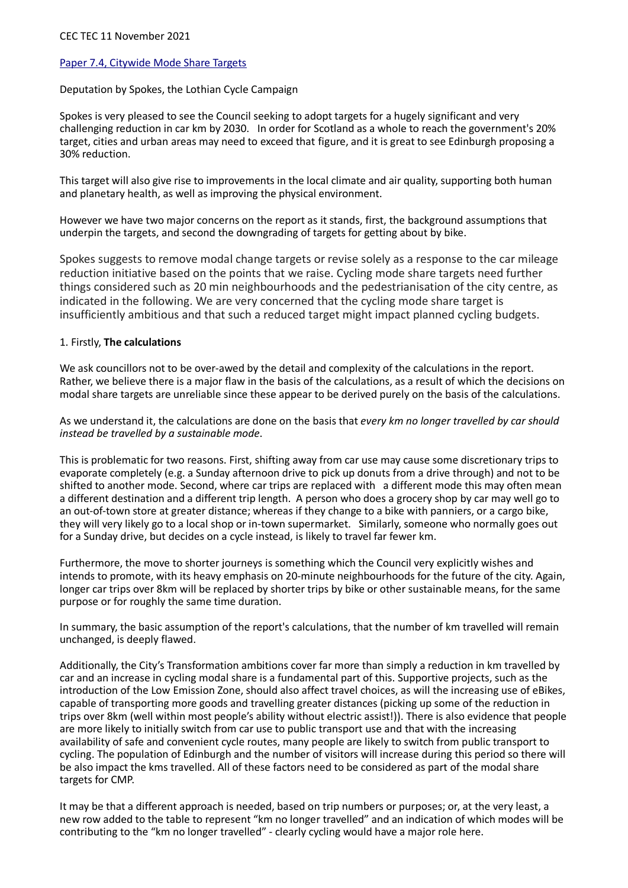CEC TEC 11 November 2021

[Paper 7.4, Citywide Mode Share Targets]

Deputation by Spokes, the Lothian Cycle Campaign

Spokes is very pleased to see the Council seeking to adopt targets for a hugely significant and very challenging reduction in car km by 2030. In order for Scotland as a whole to reach the government's 20% target, cities and urban areas may need to exceed that figure, and it is great to see Edinburgh proposing a 30% reduction.

This target will also give rise to improvements in the local climate and air quality, supporting both human and planetary health, as well as improving the physical environment.

However we have two major concerns on the report as it stands, first, the background assumptions that underpin the targets, and second the downgrading of targets for getting about by bike.

Spokes suggests to remove modal change targets or revise solely as a response to the car mileage reduction initiative based on the points that we raise. Cycling mode share targets need further things considered such as 20 min neighbourhoods and the pedestrianisation of the city centre, as indicated in the following. We are very concerned that the cycling mode share target is insufficiently ambitious and that such a reduced target might impact planned cycling budgets.

1. Firstly, **The calculations**

We ask councillors not to be over-awed by the detail and complexity of the calculations in the report. Rather, we believe there is a major flaw in the basis of the calculations, as a result of which the decisions on modal share targets are unreliable since these appear to be derived purely on the basis of the calculations.

As we understand it, the calculations are done on the basis that *every km no longer travelled by car should instead be travelled by a sustainable mode*.

This is problematic for two reasons. First, shifting away from car use may cause some discretionary trips to evaporate completely (e.g. a Sunday afternoon drive to pick up donuts from a drive through) and not to be shifted to another mode. Second, where car trips are replaced with a different mode this may often mean a different destination and a different trip length. A person who does a grocery shop by car may well go to an out-of-town store at greater distance; whereas if they change to a bike with panniers, or a cargo bike, they will very likely go to a local shop or in-town supermarket. Similarly, someone who normally goes out for a Sunday drive, but decides on a cycle instead, is likely to travel far fewer km.

Furthermore, the move to shorter journeys is something which the Council very explicitly wishes and intends to promote, with its heavy emphasis on 20-minute neighbourhoods for the future of the city. Again, longer car trips over 8km will be replaced by shorter trips by bike or other sustainable means, for the same purpose or for roughly the same time duration.

In summary, the basic assumption of the report's calculations, that the number of km travelled will remain unchanged, is deeply flawed.

Additionally, the City's Transformation ambitions cover far more than simply a reduction in km travelled by car and an increase in cycling modal share is a fundamental part of this. Supportive projects, such as the introduction of the Low Emission Zone, should also affect travel choices, as will the increasing use of eBikes, capable of transporting more goods and travelling greater distances (picking up some of the reduction in trips over 8km (well within most people's ability without electric assist!)). There is also evidence that people are more likely to initially switch from car use to public transport use and that with the increasing availability of safe and convenient cycle routes, many people are likely to switch from public transport to cycling. The population of Edinburgh and the number of visitors will increase during this period so there will be also impact the kms travelled. All of these factors need to be considered as part of the modal share targets for CMP.

It may be that a different approach is needed, based on trip numbers or purposes; or, at the very least, a new row added to the table to represent "km no longer travelled" and an indication of which modes will be contributing to the "km no longer travelled" - clearly cycling would have a major role here.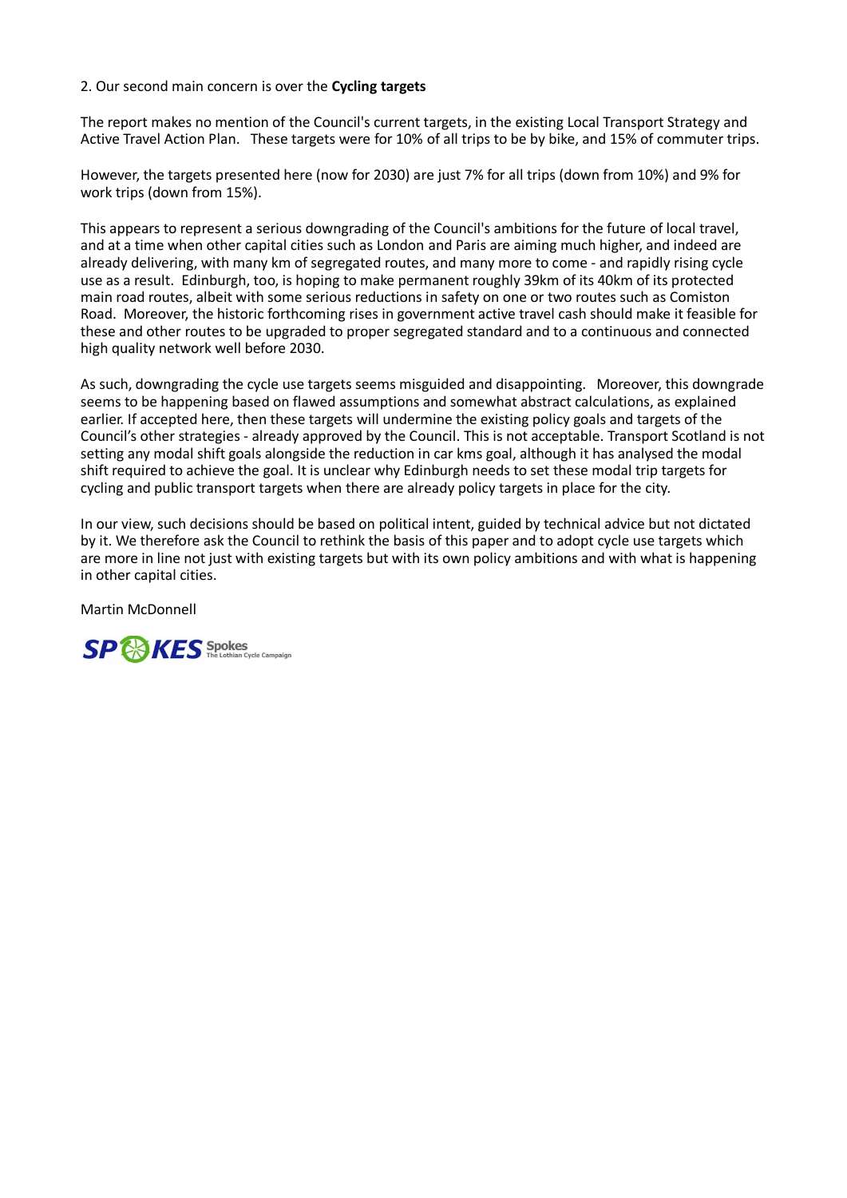2. Our second main concern is over the **Cycling targets**

The report makes no mention of the Council's current targets, in the existing Local Transport Strategy and Active Travel Action Plan. These targets were for 10% of all trips to be by bike, and 15% of commuter trips.

However, the targets presented here (now for 2030) are just 7% for all trips (down from 10%) and 9% for work trips (down from 15%).

This appears to represent a serious downgrading of the Council's ambitions for the future of local travel, and at a time when other capital cities such as London and Paris are aiming much higher, and indeed are already delivering, with many km of segregated routes, and many more to come - and rapidly rising cycle use as a result. Edinburgh, too, is hoping to make permanent roughly 39km of its 40km of its protected main road routes, albeit with some serious reductions in safety on one or two routes such as Comiston Road. Moreover, the historic forthcoming rises in government active travel cash should make it feasible for these and other routes to be upgraded to proper segregated standard and to a continuous and connected high quality network well before 2030.

As such, downgrading the cycle use targets seems misguided and disappointing. Moreover, this downgrade seems to be happening based on flawed assumptions and somewhat abstract calculations, as explained earlier. If accepted here, then these targets will undermine the existing policy goals and targets of the Council's other strategies - already approved by the Council. This is not acceptable. Transport Scotland is not setting any modal shift goals alongside the reduction in car kms goal, although it has analysed the modal shift required to achieve the goal. It is unclear why Edinburgh needs to set these modal trip targets for cycling and public transport targets when there are already policy targets in place for the city.

In our view, such decisions should be based on political intent, guided by technical advice but not dictated by it. We therefore ask the Council to rethink the basis of this paper and to adopt cycle use targets which are more in line not just with existing targets but with its own policy ambitions and with what is happening in other capital cities.

Martin McDonnell

SPOKES Spokes The Lothian Cycle Campaign